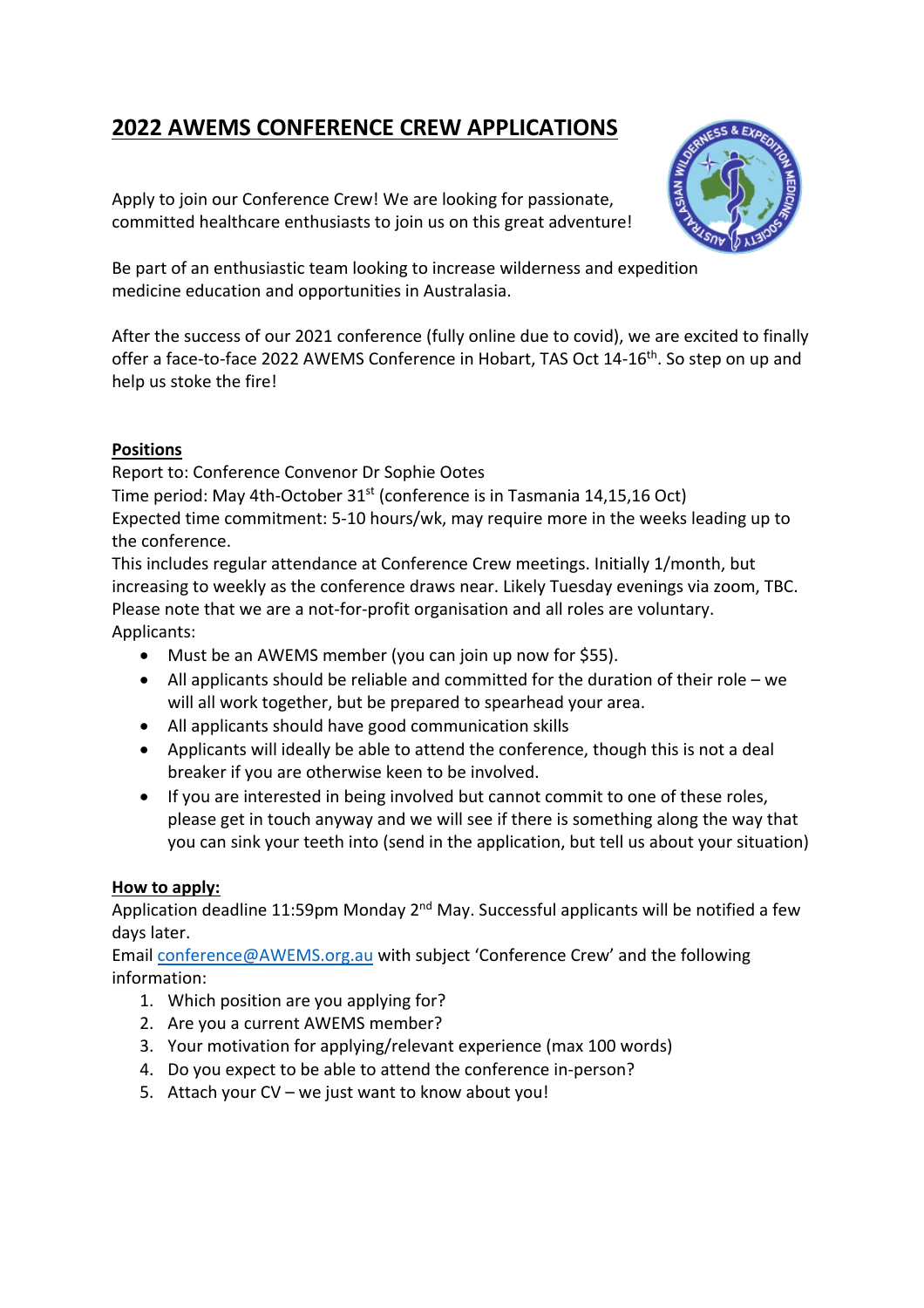# 2022 AWEMS CONFERENCE CREW APPLICATIONS

Apply to join our Conference Crew! We are looking for passionate, committed healthcare enthusiasts to join us on this great adventure!

Be part of an enthusiastic team looking to increase wilderness and expedition medicine education and opportunities in Australasia.

After the success of our 2021 conference (fully online due to covid), we are excited to finally offer a face-to-face 2022 AWEMS Conference in Hobart, TAS Oct 14-16th. So step on up and help us stoke the fire!

## Positions

Report to: Conference Convenor Dr Sophie Ootes
Time period: May 4th-October 31st (conference is in Tasmania 14,15,16 Oct)
Expected time commitment: 5-10 hours/wk, may require more in the weeks leading up to the conference.
This includes regular attendance at Conference Crew meetings. Initially 1/month, but increasing to weekly as the conference draws near. Likely Tuesday evenings via zoom, TBC.
Please note that we are a not-for-profit organisation and all roles are voluntary.
Applicants:

- Must be an AWEMS member (you can join up now for $55).
- All applicants should be reliable and committed for the duration of their role – we will all work together, but be prepared to spearhead your area.
- All applicants should have good communication skills
- Applicants will ideally be able to attend the conference, though this is not a deal breaker if you are otherwise keen to be involved.
- If you are interested in being involved but cannot commit to one of these roles, please get in touch anyway and we will see if there is something along the way that you can sink your teeth into (send in the application, but tell us about your situation)

## How to apply:

Application deadline 11:59pm Monday 2nd May. Successful applicants will be notified a few days later.
Email conference@AWEMS.org.au with subject 'Conference Crew' and the following information:

1. Which position are you applying for?
2. Are you a current AWEMS member?
3. Your motivation for applying/relevant experience (max 100 words)
4. Do you expect to be able to attend the conference in-person?
5. Attach your CV – we just want to know about you!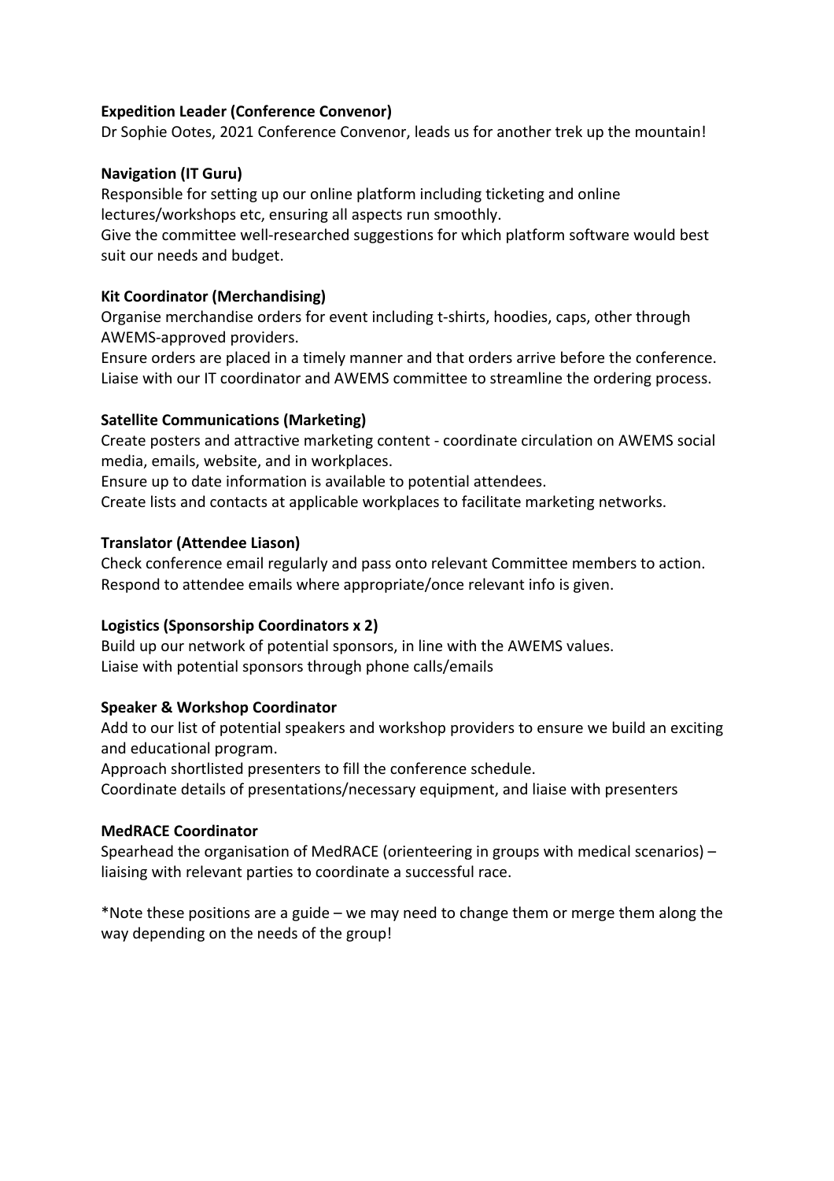**Expedition Leader (Conference Convenor)**
Dr Sophie Ootes, 2021 Conference Convenor, leads us for another trek up the mountain!

**Navigation (IT Guru)**
Responsible for setting up our online platform including ticketing and online lectures/workshops etc, ensuring all aspects run smoothly.
Give the committee well-researched suggestions for which platform software would best suit our needs and budget.

**Kit Coordinator (Merchandising)**
Organise merchandise orders for event including t-shirts, hoodies, caps, other through AWEMS-approved providers.
Ensure orders are placed in a timely manner and that orders arrive before the conference.
Liaise with our IT coordinator and AWEMS committee to streamline the ordering process.

**Satellite Communications (Marketing)**
Create posters and attractive marketing content - coordinate circulation on AWEMS social media, emails, website, and in workplaces.
Ensure up to date information is available to potential attendees.
Create lists and contacts at applicable workplaces to facilitate marketing networks.

**Translator (Attendee Liason)**
Check conference email regularly and pass onto relevant Committee members to action.
Respond to attendee emails where appropriate/once relevant info is given.

**Logistics (Sponsorship Coordinators x 2)**
Build up our network of potential sponsors, in line with the AWEMS values.
Liaise with potential sponsors through phone calls/emails

**Speaker & Workshop Coordinator**
Add to our list of potential speakers and workshop providers to ensure we build an exciting and educational program.
Approach shortlisted presenters to fill the conference schedule.
Coordinate details of presentations/necessary equipment, and liaise with presenters

**MedRACE Coordinator**
Spearhead the organisation of MedRACE (orienteering in groups with medical scenarios) – liaising with relevant parties to coordinate a successful race.

*Note these positions are a guide – we may need to change them or merge them along the way depending on the needs of the group!